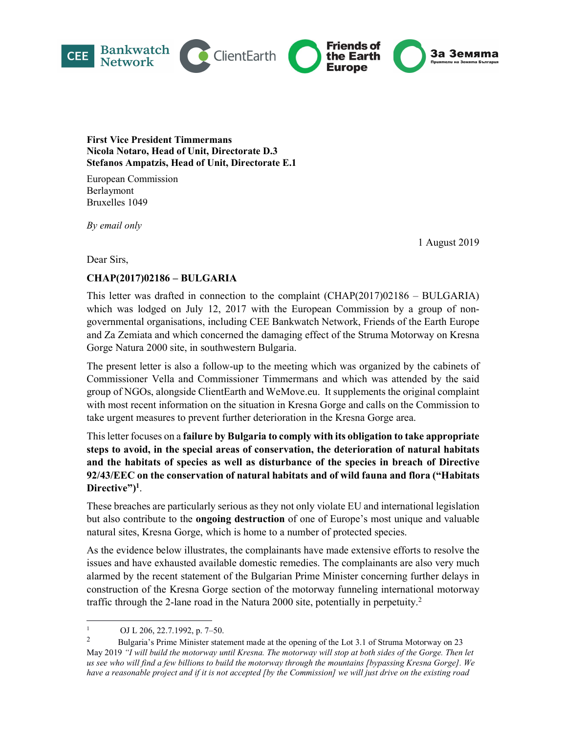**First Vice President Timmermans**
**Nicola Notaro, Head of Unit, Directorate D.3**
**Stefanos Ampatzis, Head of Unit, Directorate E.1**

European Commission
Berlaymont
Bruxelles 1049

*By email only*

1 August 2019

Dear Sirs,

**CHAP(2017)02186 – BULGARIA**

This letter was drafted in connection to the complaint (CHAP(2017)02186 – BULGARIA) which was lodged on July 12, 2017 with the European Commission by a group of non-governmental organisations, including CEE Bankwatch Network, Friends of the Earth Europe and Za Zemiata and which concerned the damaging effect of the Struma Motorway on Kresna Gorge Natura 2000 site, in southwestern Bulgaria.

The present letter is also a follow-up to the meeting which was organized by the cabinets of Commissioner Vella and Commissioner Timmermans and which was attended by the said group of NGOs, alongside ClientEarth and WeMove.eu. It supplements the original complaint with most recent information on the situation in Kresna Gorge and calls on the Commission to take urgent measures to prevent further deterioration in the Kresna Gorge area.

This letter focuses on a **failure by Bulgaria to comply with its obligation to take appropriate steps to avoid, in the special areas of conservation, the deterioration of natural habitats and the habitats of species as well as disturbance of the species in breach of Directive 92/43/EEC on the conservation of natural habitats and of wild fauna and flora ("Habitats Directive")**[1].

These breaches are particularly serious as they not only violate EU and international legislation but also contribute to the **ongoing destruction** of one of Europe's most unique and valuable natural sites, Kresna Gorge, which is home to a number of protected species.

As the evidence below illustrates, the complainants have made extensive efforts to resolve the issues and have exhausted available domestic remedies. The complainants are also very much alarmed by the recent statement of the Bulgarian Prime Minister concerning further delays in construction of the Kresna Gorge section of the motorway funneling international motorway traffic through the 2-lane road in the Natura 2000 site, potentially in perpetuity.[2]

---

[1] OJ L 206, 22.7.1992, p. 7–50.

[2] Bulgaria's Prime Minister statement made at the opening of the Lot 3.1 of Struma Motorway on 23 May 2019 *"I will build the motorway until Kresna. The motorway will stop at both sides of the Gorge. Then let us see who will find a few billions to build the motorway through the mountains [bypassing Kresna Gorge]. We have a reasonable project and if it is not accepted [by the Commission] we will just drive on the existing road*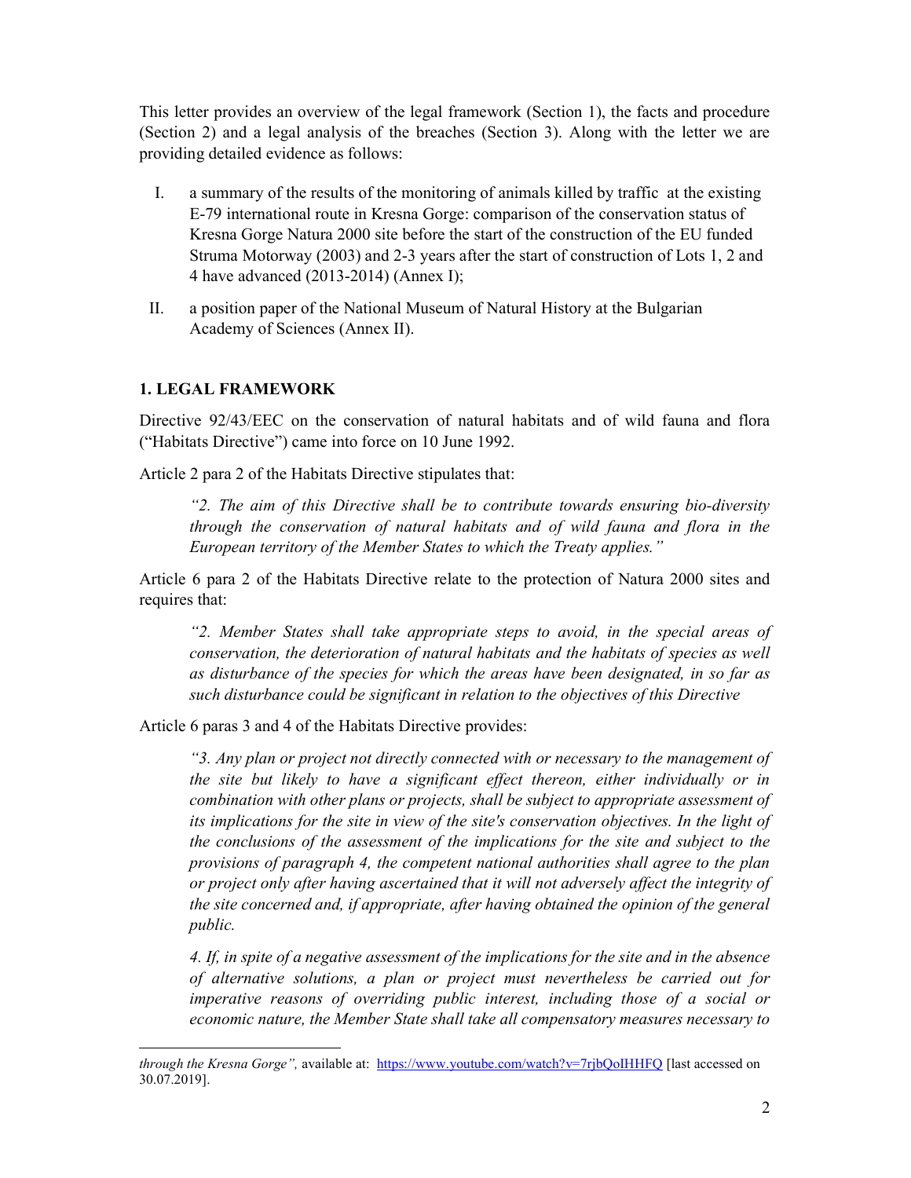This letter provides an overview of the legal framework (Section 1), the facts and procedure (Section 2) and a legal analysis of the breaches (Section 3). Along with the letter we are providing detailed evidence as follows:

I. a summary of the results of the monitoring of animals killed by traffic at the existing E-79 international route in Kresna Gorge: comparison of the conservation status of Kresna Gorge Natura 2000 site before the start of the construction of the EU funded Struma Motorway (2003) and 2-3 years after the start of construction of Lots 1, 2 and 4 have advanced (2013-2014) (Annex I);

II. a position paper of the National Museum of Natural History at the Bulgarian Academy of Sciences (Annex II).

## 1. LEGAL FRAMEWORK

Directive 92/43/EEC on the conservation of natural habitats and of wild fauna and flora ("Habitats Directive") came into force on 10 June 1992.

Article 2 para 2 of the Habitats Directive stipulates that:

> *"2. The aim of this Directive shall be to contribute towards ensuring bio-diversity through the conservation of natural habitats and of wild fauna and flora in the European territory of the Member States to which the Treaty applies."*

Article 6 para 2 of the Habitats Directive relate to the protection of Natura 2000 sites and requires that:

> *"2. Member States shall take appropriate steps to avoid, in the special areas of conservation, the deterioration of natural habitats and the habitats of species as well as disturbance of the species for which the areas have been designated, in so far as such disturbance could be significant in relation to the objectives of this Directive*

Article 6 paras 3 and 4 of the Habitats Directive provides:

> *"3. Any plan or project not directly connected with or necessary to the management of the site but likely to have a significant effect thereon, either individually or in combination with other plans or projects, shall be subject to appropriate assessment of its implications for the site in view of the site's conservation objectives. In the light of the conclusions of the assessment of the implications for the site and subject to the provisions of paragraph 4, the competent national authorities shall agree to the plan or project only after having ascertained that it will not adversely affect the integrity of the site concerned and, if appropriate, after having obtained the opinion of the general public.*
>
> *4. If, in spite of a negative assessment of the implications for the site and in the absence of alternative solutions, a plan or project must nevertheless be carried out for imperative reasons of overriding public interest, including those of a social or economic nature, the Member State shall take all compensatory measures necessary to*

---

*through the Kresna Gorge"*, available at: https://www.youtube.com/watch?v=7rjbQoIHHFQ [last accessed on 30.07.2019].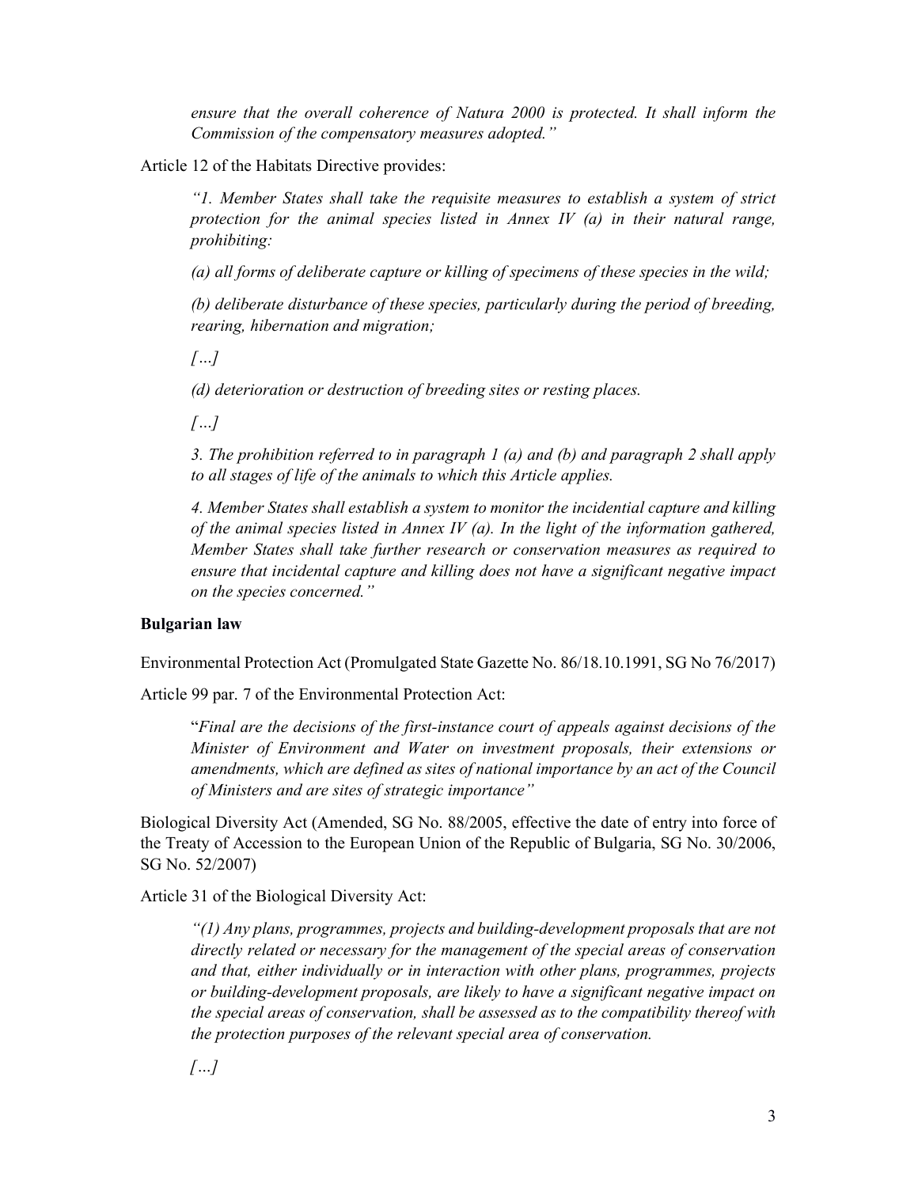*ensure that the overall coherence of Natura 2000 is protected. It shall inform the Commission of the compensatory measures adopted."*

Article 12 of the Habitats Directive provides:

> *"1. Member States shall take the requisite measures to establish a system of strict protection for the animal species listed in Annex IV (a) in their natural range, prohibiting:*
>
> *(a) all forms of deliberate capture or killing of specimens of these species in the wild;*
>
> *(b) deliberate disturbance of these species, particularly during the period of breeding, rearing, hibernation and migration;*
>
> *[…]*
>
> *(d) deterioration or destruction of breeding sites or resting places.*
>
> *[…]*
>
> *3. The prohibition referred to in paragraph 1 (a) and (b) and paragraph 2 shall apply to all stages of life of the animals to which this Article applies.*
>
> *4. Member States shall establish a system to monitor the incidential capture and killing of the animal species listed in Annex IV (a). In the light of the information gathered, Member States shall take further research or conservation measures as required to ensure that incidental capture and killing does not have a significant negative impact on the species concerned."*

**Bulgarian law**

Environmental Protection Act (Promulgated State Gazette No. 86/18.10.1991, SG No 76/2017)

Article 99 par. 7 of the Environmental Protection Act:

> "*Final are the decisions of the first-instance court of appeals against decisions of the Minister of Environment and Water on investment proposals, their extensions or amendments, which are defined as sites of national importance by an act of the Council of Ministers and are sites of strategic importance"*

Biological Diversity Act (Amended, SG No. 88/2005, effective the date of entry into force of the Treaty of Accession to the European Union of the Republic of Bulgaria, SG No. 30/2006, SG No. 52/2007)

Article 31 of the Biological Diversity Act:

> *"(1) Any plans, programmes, projects and building-development proposals that are not directly related or necessary for the management of the special areas of conservation and that, either individually or in interaction with other plans, programmes, projects or building-development proposals, are likely to have a significant negative impact on the special areas of conservation, shall be assessed as to the compatibility thereof with the protection purposes of the relevant special area of conservation.*
>
> *[…]*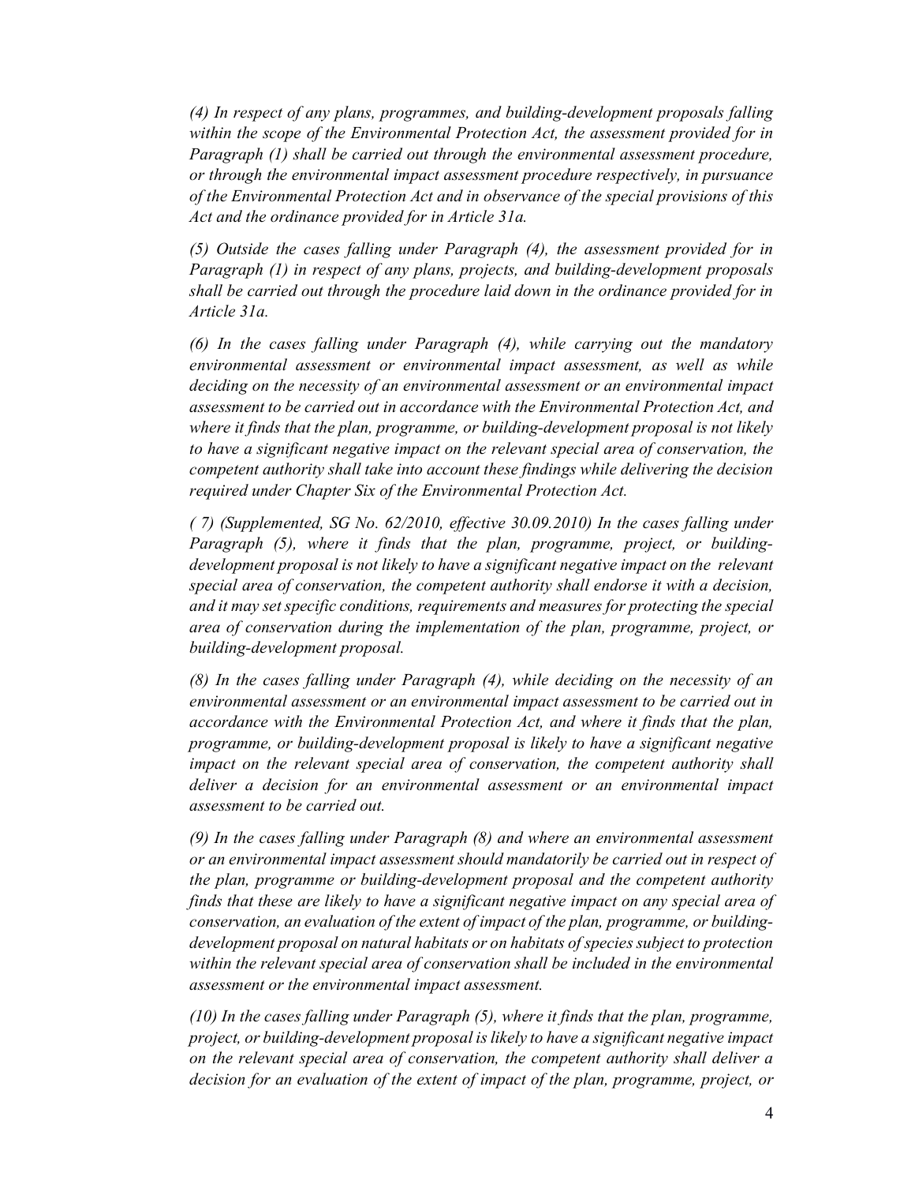*(4) In respect of any plans, programmes, and building-development proposals falling within the scope of the Environmental Protection Act, the assessment provided for in Paragraph (1) shall be carried out through the environmental assessment procedure, or through the environmental impact assessment procedure respectively, in pursuance of the Environmental Protection Act and in observance of the special provisions of this Act and the ordinance provided for in Article 31a.*

*(5) Outside the cases falling under Paragraph (4), the assessment provided for in Paragraph (1) in respect of any plans, projects, and building-development proposals shall be carried out through the procedure laid down in the ordinance provided for in Article 31a.*

*(6) In the cases falling under Paragraph (4), while carrying out the mandatory environmental assessment or environmental impact assessment, as well as while deciding on the necessity of an environmental assessment or an environmental impact assessment to be carried out in accordance with the Environmental Protection Act, and where it finds that the plan, programme, or building-development proposal is not likely to have a significant negative impact on the relevant special area of conservation, the competent authority shall take into account these findings while delivering the decision required under Chapter Six of the Environmental Protection Act.*

*( 7) (Supplemented, SG No. 62/2010, effective 30.09.2010) In the cases falling under Paragraph (5), where it finds that the plan, programme, project, or building-development proposal is not likely to have a significant negative impact on the relevant special area of conservation, the competent authority shall endorse it with a decision, and it may set specific conditions, requirements and measures for protecting the special area of conservation during the implementation of the plan, programme, project, or building-development proposal.*

*(8) In the cases falling under Paragraph (4), while deciding on the necessity of an environmental assessment or an environmental impact assessment to be carried out in accordance with the Environmental Protection Act, and where it finds that the plan, programme, or building-development proposal is likely to have a significant negative impact on the relevant special area of conservation, the competent authority shall deliver a decision for an environmental assessment or an environmental impact assessment to be carried out.*

*(9) In the cases falling under Paragraph (8) and where an environmental assessment or an environmental impact assessment should mandatorily be carried out in respect of the plan, programme or building-development proposal and the competent authority finds that these are likely to have a significant negative impact on any special area of conservation, an evaluation of the extent of impact of the plan, programme, or building-development proposal on natural habitats or on habitats of species subject to protection within the relevant special area of conservation shall be included in the environmental assessment or the environmental impact assessment.*

*(10) In the cases falling under Paragraph (5), where it finds that the plan, programme, project, or building-development proposal is likely to have a significant negative impact on the relevant special area of conservation, the competent authority shall deliver a decision for an evaluation of the extent of impact of the plan, programme, project, or*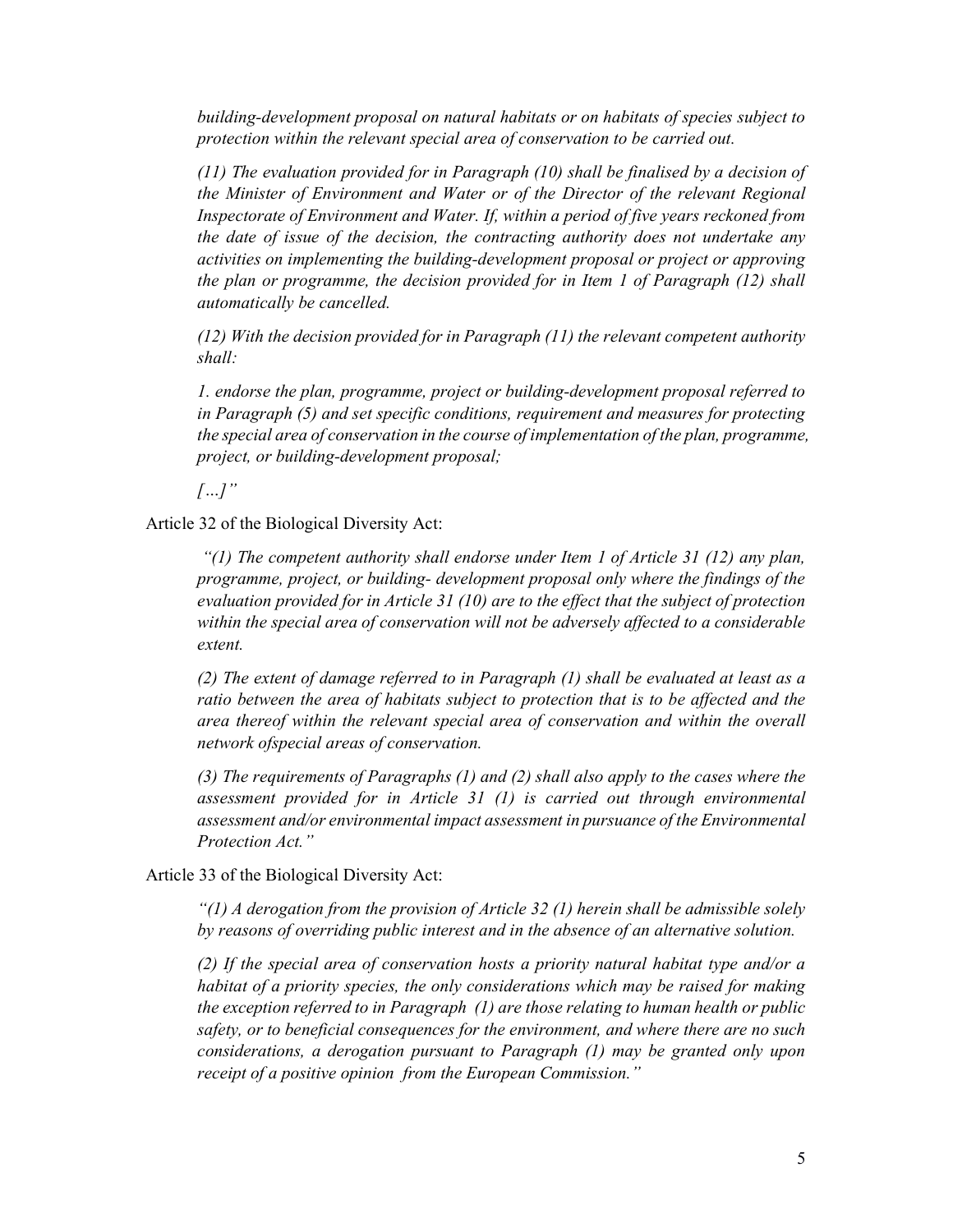*building-development proposal on natural habitats or on habitats of species subject to protection within the relevant special area of conservation to be carried out.*

*(11) The evaluation provided for in Paragraph (10) shall be finalised by a decision of the Minister of Environment and Water or of the Director of the relevant Regional Inspectorate of Environment and Water. If, within a period of five years reckoned from the date of issue of the decision, the contracting authority does not undertake any activities on implementing the building-development proposal or project or approving the plan or programme, the decision provided for in Item 1 of Paragraph (12) shall automatically be cancelled.*

*(12) With the decision provided for in Paragraph (11) the relevant competent authority shall:*

*1. endorse the plan, programme, project or building-development proposal referred to in Paragraph (5) and set specific conditions, requirement and measures for protecting the special area of conservation in the course of implementation of the plan, programme, project, or building-development proposal;*

*[…]"*

Article 32 of the Biological Diversity Act:

*"(1) The competent authority shall endorse under Item 1 of Article 31 (12) any plan, programme, project, or building- development proposal only where the findings of the evaluation provided for in Article 31 (10) are to the effect that the subject of protection within the special area of conservation will not be adversely affected to a considerable extent.*

*(2) The extent of damage referred to in Paragraph (1) shall be evaluated at least as a ratio between the area of habitats subject to protection that is to be affected and the area thereof within the relevant special area of conservation and within the overall network ofspecial areas of conservation.*

*(3) The requirements of Paragraphs (1) and (2) shall also apply to the cases where the assessment provided for in Article 31 (1) is carried out through environmental assessment and/or environmental impact assessment in pursuance of the Environmental Protection Act."*

Article 33 of the Biological Diversity Act:

*"(1) A derogation from the provision of Article 32 (1) herein shall be admissible solely by reasons of overriding public interest and in the absence of an alternative solution.*

*(2) If the special area of conservation hosts a priority natural habitat type and/or a habitat of a priority species, the only considerations which may be raised for making the exception referred to in Paragraph (1) are those relating to human health or public safety, or to beneficial consequences for the environment, and where there are no such considerations, a derogation pursuant to Paragraph (1) may be granted only upon receipt of a positive opinion from the European Commission."*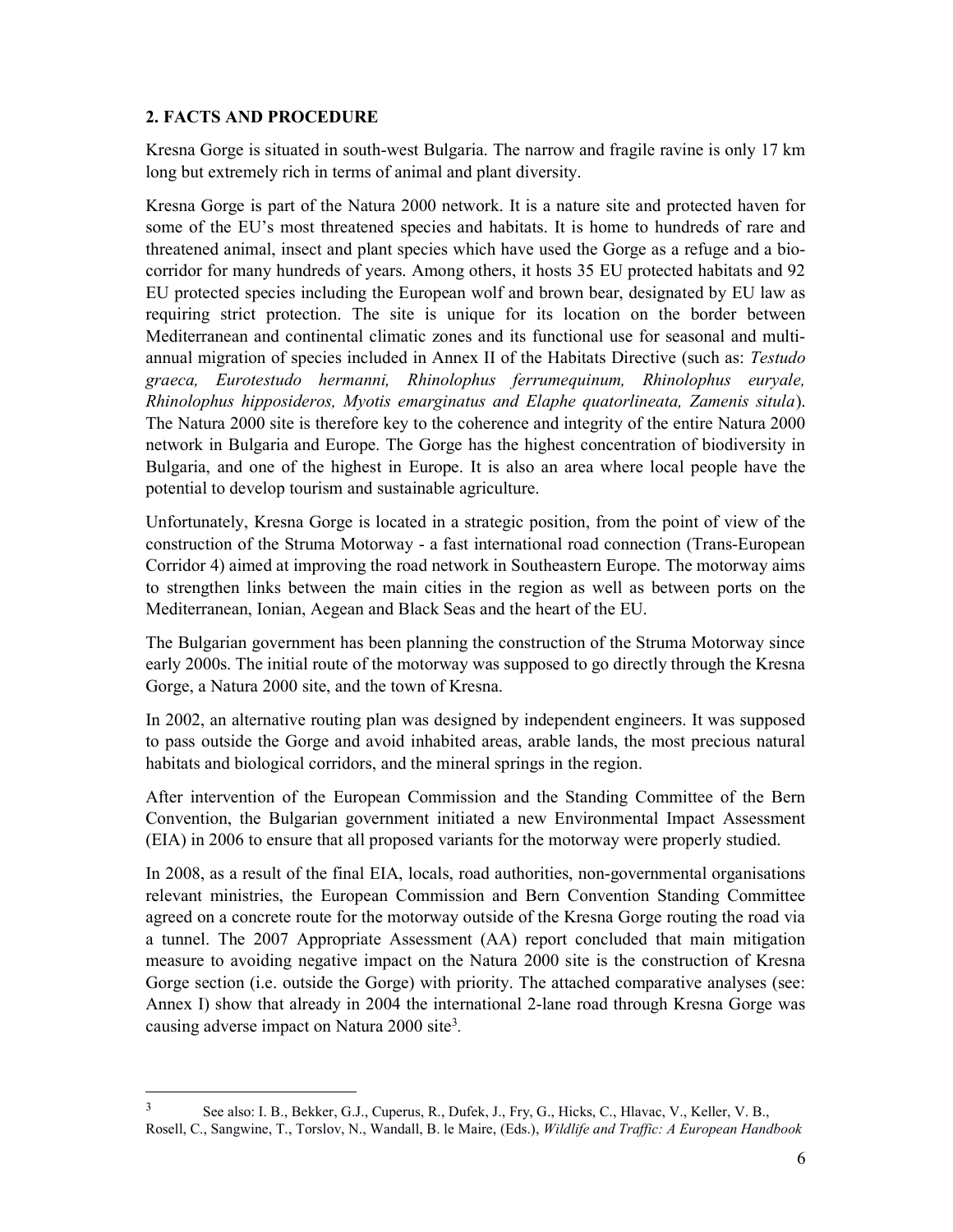## 2. FACTS AND PROCEDURE

Kresna Gorge is situated in south-west Bulgaria. The narrow and fragile ravine is only 17 km long but extremely rich in terms of animal and plant diversity.

Kresna Gorge is part of the Natura 2000 network. It is a nature site and protected haven for some of the EU's most threatened species and habitats. It is home to hundreds of rare and threatened animal, insect and plant species which have used the Gorge as a refuge and a bio-corridor for many hundreds of years. Among others, it hosts 35 EU protected habitats and 92 EU protected species including the European wolf and brown bear, designated by EU law as requiring strict protection. The site is unique for its location on the border between Mediterranean and continental climatic zones and its functional use for seasonal and multi-annual migration of species included in Annex II of the Habitats Directive (such as: *Testudo graeca, Eurotestudo hermanni, Rhinolophus ferrumequinum, Rhinolophus euryale, Rhinolophus hipposideros, Myotis emarginatus and Elaphe quatorlineata, Zamenis situla*). The Natura 2000 site is therefore key to the coherence and integrity of the entire Natura 2000 network in Bulgaria and Europe. The Gorge has the highest concentration of biodiversity in Bulgaria, and one of the highest in Europe. It is also an area where local people have the potential to develop tourism and sustainable agriculture.

Unfortunately, Kresna Gorge is located in a strategic position, from the point of view of the construction of the Struma Motorway - a fast international road connection (Trans-European Corridor 4) aimed at improving the road network in Southeastern Europe. The motorway aims to strengthen links between the main cities in the region as well as between ports on the Mediterranean, Ionian, Aegean and Black Seas and the heart of the EU.

The Bulgarian government has been planning the construction of the Struma Motorway since early 2000s. The initial route of the motorway was supposed to go directly through the Kresna Gorge, a Natura 2000 site, and the town of Kresna.

In 2002, an alternative routing plan was designed by independent engineers. It was supposed to pass outside the Gorge and avoid inhabited areas, arable lands, the most precious natural habitats and biological corridors, and the mineral springs in the region.

After intervention of the European Commission and the Standing Committee of the Bern Convention, the Bulgarian government initiated a new Environmental Impact Assessment (EIA) in 2006 to ensure that all proposed variants for the motorway were properly studied.

In 2008, as a result of the final EIA, locals, road authorities, non-governmental organisations relevant ministries, the European Commission and Bern Convention Standing Committee agreed on a concrete route for the motorway outside of the Kresna Gorge routing the road via a tunnel. The 2007 Appropriate Assessment (AA) report concluded that main mitigation measure to avoiding negative impact on the Natura 2000 site is the construction of Kresna Gorge section (i.e. outside the Gorge) with priority. The attached comparative analyses (see: Annex I) show that already in 2004 the international 2-lane road through Kresna Gorge was causing adverse impact on Natura 2000 site[3].

---

[3] See also: I. B., Bekker, G.J., Cuperus, R., Dufek, J., Fry, G., Hicks, C., Hlavac, V., Keller, V. B., Rosell, C., Sangwine, T., Torslov, N., Wandall, B. le Maire, (Eds.), *Wildlife and Traffic: A European Handbook*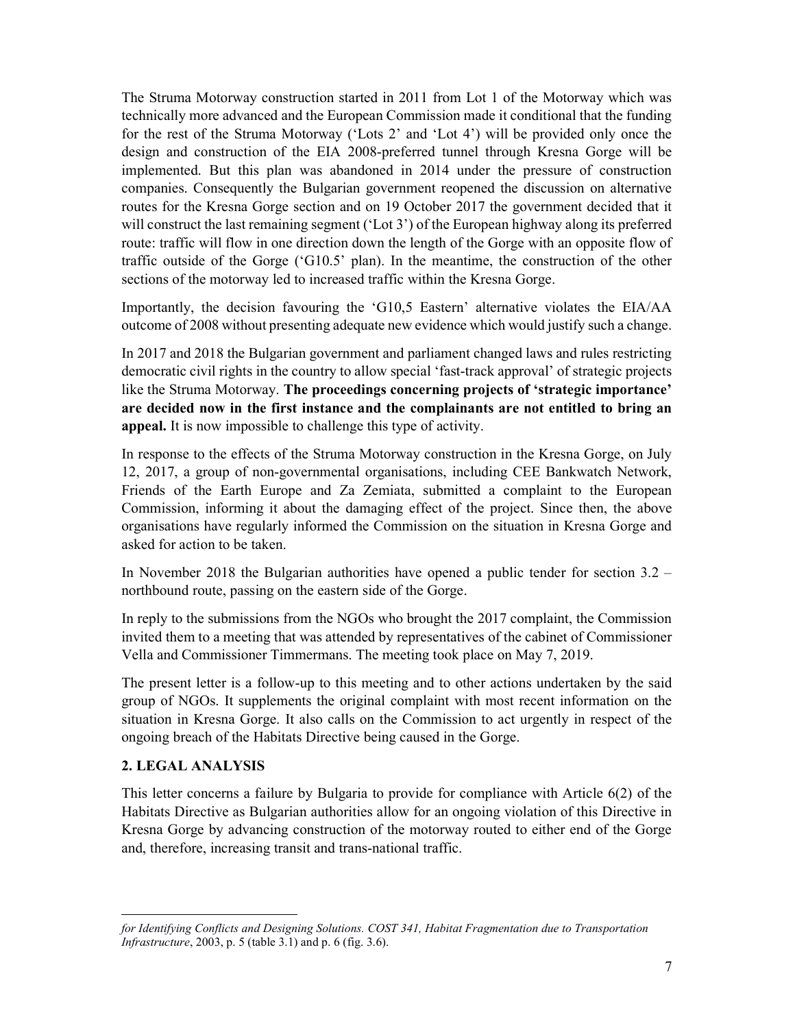The Struma Motorway construction started in 2011 from Lot 1 of the Motorway which was technically more advanced and the European Commission made it conditional that the funding for the rest of the Struma Motorway ('Lots 2' and 'Lot 4') will be provided only once the design and construction of the EIA 2008-preferred tunnel through Kresna Gorge will be implemented. But this plan was abandoned in 2014 under the pressure of construction companies. Consequently the Bulgarian government reopened the discussion on alternative routes for the Kresna Gorge section and on 19 October 2017 the government decided that it will construct the last remaining segment ('Lot 3') of the European highway along its preferred route: traffic will flow in one direction down the length of the Gorge with an opposite flow of traffic outside of the Gorge ('G10.5' plan). In the meantime, the construction of the other sections of the motorway led to increased traffic within the Kresna Gorge.

Importantly, the decision favouring the 'G10,5 Eastern' alternative violates the EIA/AA outcome of 2008 without presenting adequate new evidence which would justify such a change.

In 2017 and 2018 the Bulgarian government and parliament changed laws and rules restricting democratic civil rights in the country to allow special 'fast-track approval' of strategic projects like the Struma Motorway. **The proceedings concerning projects of 'strategic importance' are decided now in the first instance and the complainants are not entitled to bring an appeal.** It is now impossible to challenge this type of activity.

In response to the effects of the Struma Motorway construction in the Kresna Gorge, on July 12, 2017, a group of non-governmental organisations, including CEE Bankwatch Network, Friends of the Earth Europe and Za Zemiata, submitted a complaint to the European Commission, informing it about the damaging effect of the project. Since then, the above organisations have regularly informed the Commission on the situation in Kresna Gorge and asked for action to be taken.

In November 2018 the Bulgarian authorities have opened a public tender for section 3.2 – northbound route, passing on the eastern side of the Gorge.

In reply to the submissions from the NGOs who brought the 2017 complaint, the Commission invited them to a meeting that was attended by representatives of the cabinet of Commissioner Vella and Commissioner Timmermans. The meeting took place on May 7, 2019.

The present letter is a follow-up to this meeting and to other actions undertaken by the said group of NGOs. It supplements the original complaint with most recent information on the situation in Kresna Gorge. It also calls on the Commission to act urgently in respect of the ongoing breach of the Habitats Directive being caused in the Gorge.

## 2. LEGAL ANALYSIS

This letter concerns a failure by Bulgaria to provide for compliance with Article 6(2) of the Habitats Directive as Bulgarian authorities allow for an ongoing violation of this Directive in Kresna Gorge by advancing construction of the motorway routed to either end of the Gorge and, therefore, increasing transit and trans-national traffic.

---

*for Identifying Conflicts and Designing Solutions. COST 341, Habitat Fragmentation due to Transportation Infrastructure*, 2003, p. 5 (table 3.1) and p. 6 (fig. 3.6).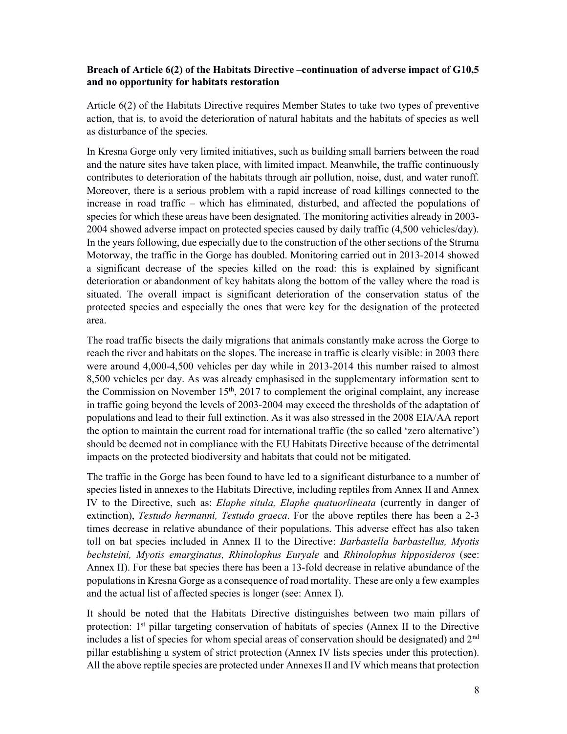**Breach of Article 6(2) of the Habitats Directive –continuation of adverse impact of G10,5 and no opportunity for habitats restoration**

Article 6(2) of the Habitats Directive requires Member States to take two types of preventive action, that is, to avoid the deterioration of natural habitats and the habitats of species as well as disturbance of the species.

In Kresna Gorge only very limited initiatives, such as building small barriers between the road and the nature sites have taken place, with limited impact. Meanwhile, the traffic continuously contributes to deterioration of the habitats through air pollution, noise, dust, and water runoff. Moreover, there is a serious problem with a rapid increase of road killings connected to the increase in road traffic – which has eliminated, disturbed, and affected the populations of species for which these areas have been designated. The monitoring activities already in 2003-2004 showed adverse impact on protected species caused by daily traffic (4,500 vehicles/day). In the years following, due especially due to the construction of the other sections of the Struma Motorway, the traffic in the Gorge has doubled. Monitoring carried out in 2013-2014 showed a significant decrease of the species killed on the road: this is explained by significant deterioration or abandonment of key habitats along the bottom of the valley where the road is situated. The overall impact is significant deterioration of the conservation status of the protected species and especially the ones that were key for the designation of the protected area.

The road traffic bisects the daily migrations that animals constantly make across the Gorge to reach the river and habitats on the slopes. The increase in traffic is clearly visible: in 2003 there were around 4,000-4,500 vehicles per day while in 2013-2014 this number raised to almost 8,500 vehicles per day. As was already emphasised in the supplementary information sent to the Commission on November 15th, 2017 to complement the original complaint, any increase in traffic going beyond the levels of 2003-2004 may exceed the thresholds of the adaptation of populations and lead to their full extinction. As it was also stressed in the 2008 EIA/AA report the option to maintain the current road for international traffic (the so called 'zero alternative') should be deemed not in compliance with the EU Habitats Directive because of the detrimental impacts on the protected biodiversity and habitats that could not be mitigated.

The traffic in the Gorge has been found to have led to a significant disturbance to a number of species listed in annexes to the Habitats Directive, including reptiles from Annex II and Annex IV to the Directive, such as: *Elaphe situla, Elaphe quatuorlineata* (currently in danger of extinction), *Testudo hermanni, Testudo graeca*. For the above reptiles there has been a 2-3 times decrease in relative abundance of their populations. This adverse effect has also taken toll on bat species included in Annex II to the Directive: *Barbastella barbastellus, Myotis bechsteini, Myotis emarginatus, Rhinolophus Euryale* and *Rhinolophus hipposideros* (see: Annex II). For these bat species there has been a 13-fold decrease in relative abundance of the populations in Kresna Gorge as a consequence of road mortality. These are only a few examples and the actual list of affected species is longer (see: Annex I).

It should be noted that the Habitats Directive distinguishes between two main pillars of protection: 1st pillar targeting conservation of habitats of species (Annex II to the Directive includes a list of species for whom special areas of conservation should be designated) and 2nd pillar establishing a system of strict protection (Annex IV lists species under this protection). All the above reptile species are protected under Annexes II and IV which means that protection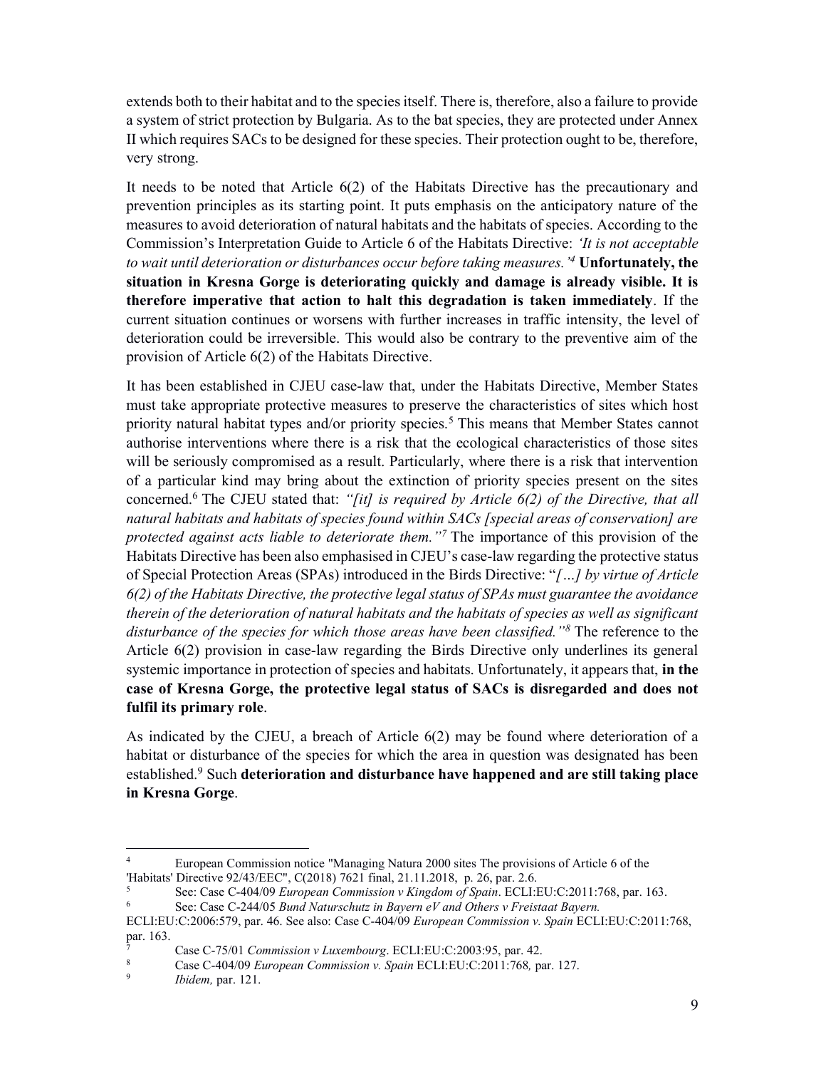extends both to their habitat and to the species itself. There is, therefore, also a failure to provide a system of strict protection by Bulgaria. As to the bat species, they are protected under Annex II which requires SACs to be designed for these species. Their protection ought to be, therefore, very strong.

It needs to be noted that Article 6(2) of the Habitats Directive has the precautionary and prevention principles as its starting point. It puts emphasis on the anticipatory nature of the measures to avoid deterioration of natural habitats and the habitats of species. According to the Commission's Interpretation Guide to Article 6 of the Habitats Directive: *'It is not acceptable to wait until deterioration or disturbances occur before taking measures.'*[4] **Unfortunately, the situation in Kresna Gorge is deteriorating quickly and damage is already visible. It is therefore imperative that action to halt this degradation is taken immediately**. If the current situation continues or worsens with further increases in traffic intensity, the level of deterioration could be irreversible. This would also be contrary to the preventive aim of the provision of Article 6(2) of the Habitats Directive.

It has been established in CJEU case-law that, under the Habitats Directive, Member States must take appropriate protective measures to preserve the characteristics of sites which host priority natural habitat types and/or priority species.[5] This means that Member States cannot authorise interventions where there is a risk that the ecological characteristics of those sites will be seriously compromised as a result. Particularly, where there is a risk that intervention of a particular kind may bring about the extinction of priority species present on the sites concerned.[6] The CJEU stated that: *"[it] is required by Article 6(2) of the Directive, that all natural habitats and habitats of species found within SACs [special areas of conservation] are protected against acts liable to deteriorate them."*[7] The importance of this provision of the Habitats Directive has been also emphasised in CJEU's case-law regarding the protective status of Special Protection Areas (SPAs) introduced in the Birds Directive: "*[…] by virtue of Article 6(2) of the Habitats Directive, the protective legal status of SPAs must guarantee the avoidance therein of the deterioration of natural habitats and the habitats of species as well as significant disturbance of the species for which those areas have been classified."*[8] The reference to the Article 6(2) provision in case-law regarding the Birds Directive only underlines its general systemic importance in protection of species and habitats. Unfortunately, it appears that, **in the case of Kresna Gorge, the protective legal status of SACs is disregarded and does not fulfil its primary role**.

As indicated by the CJEU, a breach of Article 6(2) may be found where deterioration of a habitat or disturbance of the species for which the area in question was designated has been established.[9] Such **deterioration and disturbance have happened and are still taking place in Kresna Gorge**.

---

[4] European Commission notice "Managing Natura 2000 sites The provisions of Article 6 of the 'Habitats' Directive 92/43/EEC", C(2018) 7621 final, 21.11.2018, p. 26, par. 2.6.

[5] See: Case C-404/09 *European Commission v Kingdom of Spain*. ECLI:EU:C:2011:768, par. 163.

[6] See: Case C-244/05 *Bund Naturschutz in Bayern eV and Others v Freistaat Bayern.* ECLI:EU:C:2006:579, par. 46. See also: Case C-404/09 *European Commission v. Spain* ECLI:EU:C:2011:768, par. 163.

[7] Case C-75/01 *Commission v Luxembourg*. ECLI:EU:C:2003:95, par. 42.

[8] Case C-404/09 *European Commission v. Spain* ECLI:EU:C:2011:768*,* par. 127.

[9] *Ibidem,* par. 121.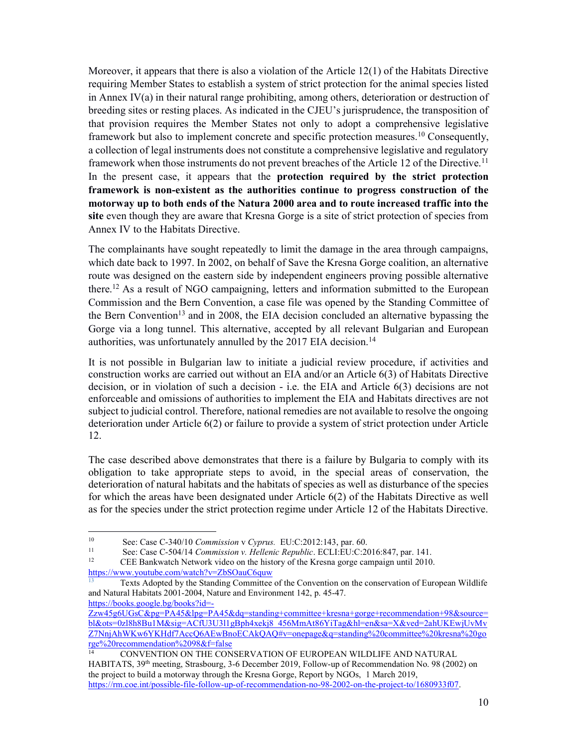Moreover, it appears that there is also a violation of the Article 12(1) of the Habitats Directive requiring Member States to establish a system of strict protection for the animal species listed in Annex IV(a) in their natural range prohibiting, among others, deterioration or destruction of breeding sites or resting places. As indicated in the CJEU's jurisprudence, the transposition of that provision requires the Member States not only to adopt a comprehensive legislative framework but also to implement concrete and specific protection measures.[10] Consequently, a collection of legal instruments does not constitute a comprehensive legislative and regulatory framework when those instruments do not prevent breaches of the Article 12 of the Directive.[11] In the present case, it appears that the **protection required by the strict protection framework is non-existent as the authorities continue to progress construction of the motorway up to both ends of the Natura 2000 area and to route increased traffic into the site** even though they are aware that Kresna Gorge is a site of strict protection of species from Annex IV to the Habitats Directive.

The complainants have sought repeatedly to limit the damage in the area through campaigns, which date back to 1997. In 2002, on behalf of Save the Kresna Gorge coalition, an alternative route was designed on the eastern side by independent engineers proving possible alternative there.[12] As a result of NGO campaigning, letters and information submitted to the European Commission and the Bern Convention, a case file was opened by the Standing Committee of the Bern Convention[13] and in 2008, the EIA decision concluded an alternative bypassing the Gorge via a long tunnel. This alternative, accepted by all relevant Bulgarian and European authorities, was unfortunately annulled by the 2017 EIA decision.[14]

It is not possible in Bulgarian law to initiate a judicial review procedure, if activities and construction works are carried out without an EIA and/or an Article 6(3) of Habitats Directive decision, or in violation of such a decision - i.e. the EIA and Article 6(3) decisions are not enforceable and omissions of authorities to implement the EIA and Habitats directives are not subject to judicial control. Therefore, national remedies are not available to resolve the ongoing deterioration under Article 6(2) or failure to provide a system of strict protection under Article 12.

The case described above demonstrates that there is a failure by Bulgaria to comply with its obligation to take appropriate steps to avoid, in the special areas of conservation, the deterioration of natural habitats and the habitats of species as well as disturbance of the species for which the areas have been designated under Article 6(2) of the Habitats Directive as well as for the species under the strict protection regime under Article 12 of the Habitats Directive.

---

[10] See: Case C-340/10 *Commission* v *Cyprus.* EU:C:2012:143, par. 60.

[11] See: Case C-504/14 *Commission v. Hellenic Republic*. ECLI:EU:C:2016:847, par. 141.

[12] CEE Bankwatch Network video on the history of the Kresna gorge campaign until 2010. https://www.youtube.com/watch?v=ZbSOauC6quw

[13] Texts Adopted by the Standing Committee of the Convention on the conservation of European Wildlife and Natural Habitats 2001-2004, Nature and Environment 142, p. 45-47. https://books.google.bg/books?id=-Zzw45g6UGsC&pg=PA45&lpg=PA45&dq=standing+committee+kresna+gorge+recommendation+98&source=bl&ots=0zl8h8Bu1M&sig=ACfU3U3l1gBph4xekj8_456MmAt86YiTag&hl=en&sa=X&ved=2ahUKEwjUvMvZ7NnjAhWKw6YKHdf7AccQ6AEwBnoECAkQAQ#v=onepage&q=standing%20committee%20kresna%20gorge%20recommendation%2098&f=false

[14] CONVENTION ON THE CONSERVATION OF EUROPEAN WILDLIFE AND NATURAL HABITATS, 39th meeting, Strasbourg, 3-6 December 2019, Follow-up of Recommendation No. 98 (2002) on the project to build a motorway through the Kresna Gorge, Report by NGOs, 1 March 2019, https://rm.coe.int/possible-file-follow-up-of-recommendation-no-98-2002-on-the-project-to/1680933f07.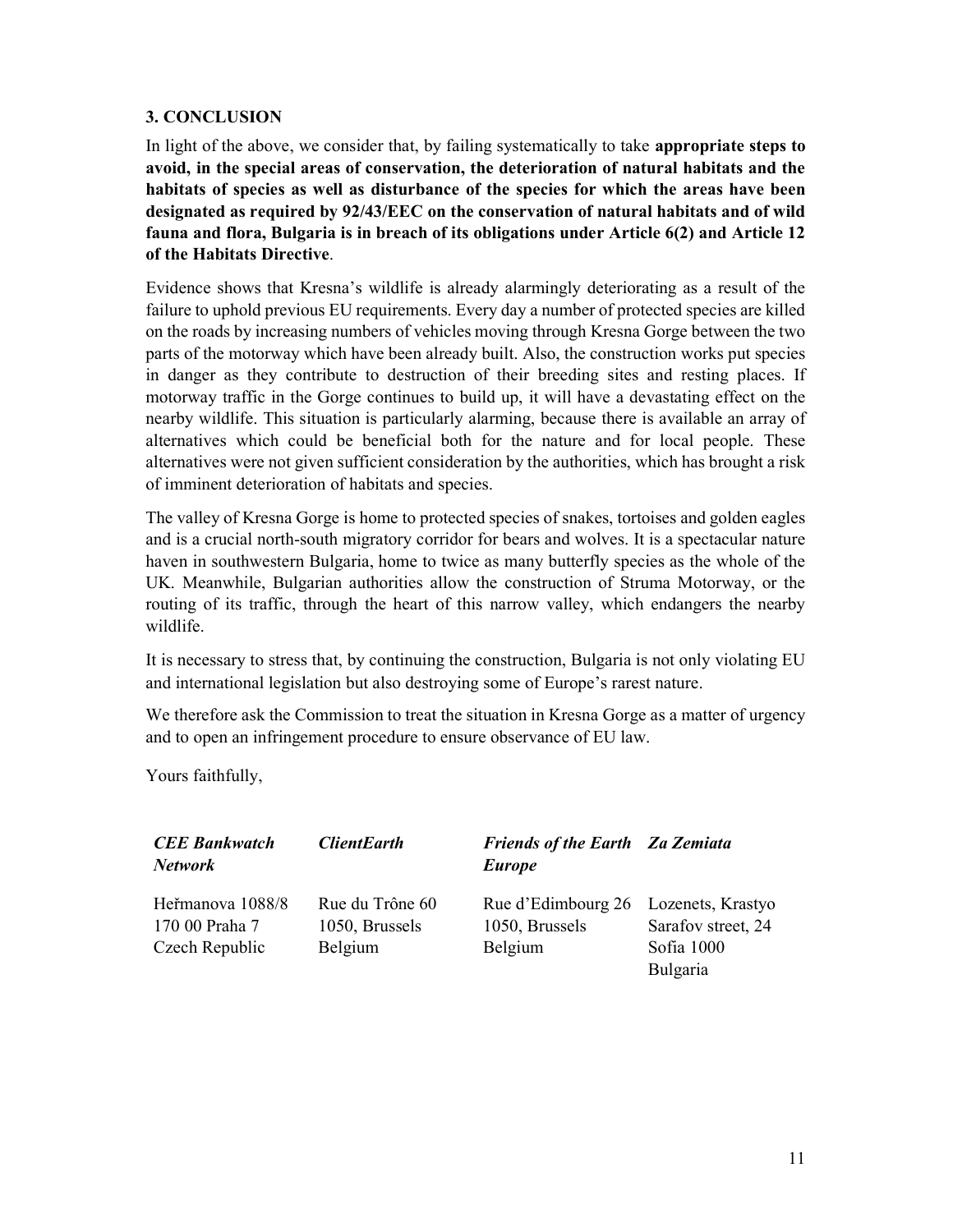### 3. CONCLUSION

In light of the above, we consider that, by failing systematically to take **appropriate steps to avoid, in the special areas of conservation, the deterioration of natural habitats and the habitats of species as well as disturbance of the species for which the areas have been designated as required by 92/43/EEC on the conservation of natural habitats and of wild fauna and flora, Bulgaria is in breach of its obligations under Article 6(2) and Article 12 of the Habitats Directive**.

Evidence shows that Kresna's wildlife is already alarmingly deteriorating as a result of the failure to uphold previous EU requirements. Every day a number of protected species are killed on the roads by increasing numbers of vehicles moving through Kresna Gorge between the two parts of the motorway which have been already built. Also, the construction works put species in danger as they contribute to destruction of their breeding sites and resting places. If motorway traffic in the Gorge continues to build up, it will have a devastating effect on the nearby wildlife. This situation is particularly alarming, because there is available an array of alternatives which could be beneficial both for the nature and for local people. These alternatives were not given sufficient consideration by the authorities, which has brought a risk of imminent deterioration of habitats and species.

The valley of Kresna Gorge is home to protected species of snakes, tortoises and golden eagles and is a crucial north-south migratory corridor for bears and wolves. It is a spectacular nature haven in southwestern Bulgaria, home to twice as many butterfly species as the whole of the UK. Meanwhile, Bulgarian authorities allow the construction of Struma Motorway, or the routing of its traffic, through the heart of this narrow valley, which endangers the nearby wildlife.

It is necessary to stress that, by continuing the construction, Bulgaria is not only violating EU and international legislation but also destroying some of Europe's rarest nature.

We therefore ask the Commission to treat the situation in Kresna Gorge as a matter of urgency and to open an infringement procedure to ensure observance of EU law.

Yours faithfully,

| | | | |
|---|---|---|---|
| ***CEE Bankwatch Network*** | ***ClientEarth*** | ***Friends of the Earth Europe*** | ***Za Zemiata*** |
| Heřmanova 1088/8<br>170 00 Praha 7<br>Czech Republic | Rue du Trône 60<br>1050, Brussels<br>Belgium | Rue d'Edimbourg 26<br>1050, Brussels<br>Belgium | Lozenets, Krastyo Sarafov street, 24<br>Sofia 1000<br>Bulgaria |